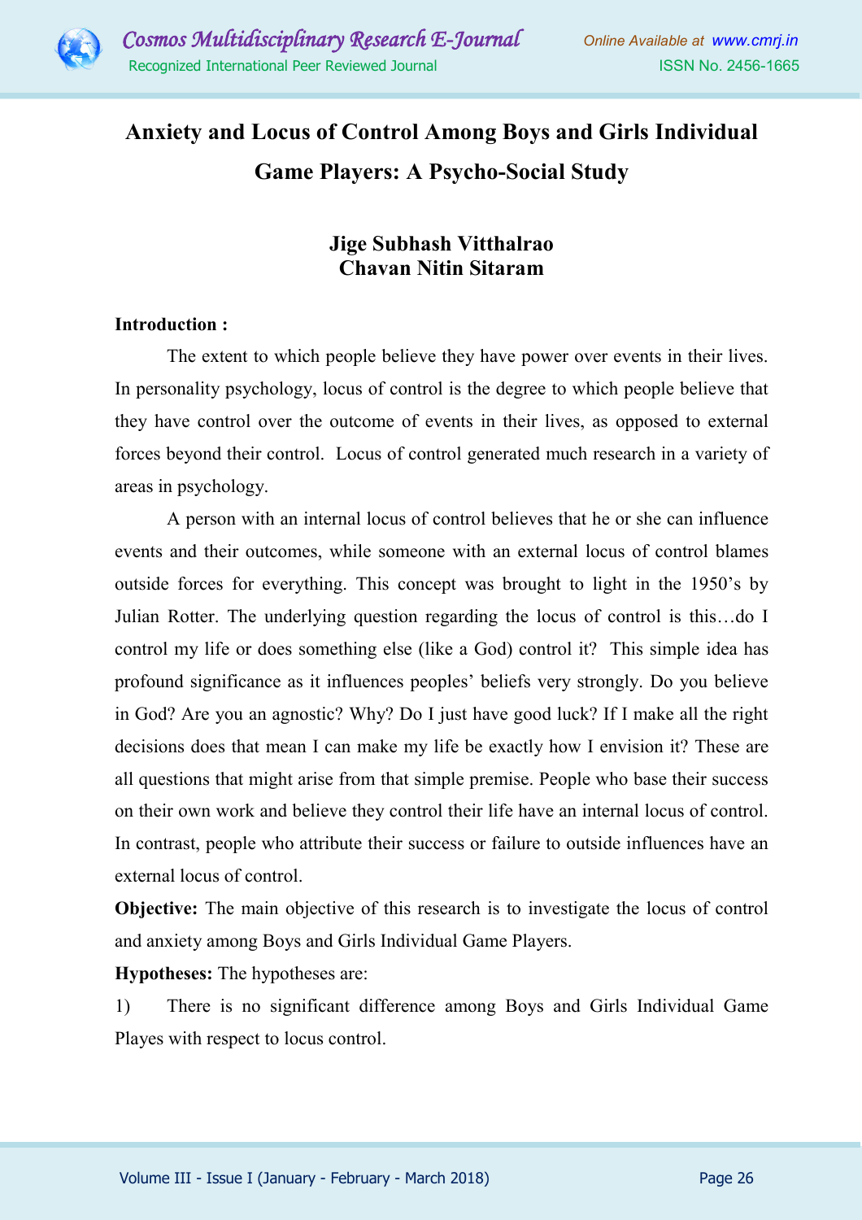# Anxiety and Locus of Control Among Boys and Girls Individual Game Players: A Psycho-Social Study

**Jige Subhash Vitthalrao**
**Chavan Nitin Sitaram**

**Introduction :**

The extent to which people believe they have power over events in their lives. In personality psychology, locus of control is the degree to which people believe that they have control over the outcome of events in their lives, as opposed to external forces beyond their control. Locus of control generated much research in a variety of areas in psychology.

A person with an internal locus of control believes that he or she can influence events and their outcomes, while someone with an external locus of control blames outside forces for everything. This concept was brought to light in the 1950's by Julian Rotter. The underlying question regarding the locus of control is this…do I control my life or does something else (like a God) control it? This simple idea has profound significance as it influences peoples' beliefs very strongly. Do you believe in God? Are you an agnostic? Why? Do I just have good luck? If I make all the right decisions does that mean I can make my life be exactly how I envision it? These are all questions that might arise from that simple premise. People who base their success on their own work and believe they control their life have an internal locus of control. In contrast, people who attribute their success or failure to outside influences have an external locus of control.

**Objective:** The main objective of this research is to investigate the locus of control and anxiety among Boys and Girls Individual Game Players.

**Hypotheses:** The hypotheses are:

1) There is no significant difference among Boys and Girls Individual Game Playes with respect to locus control.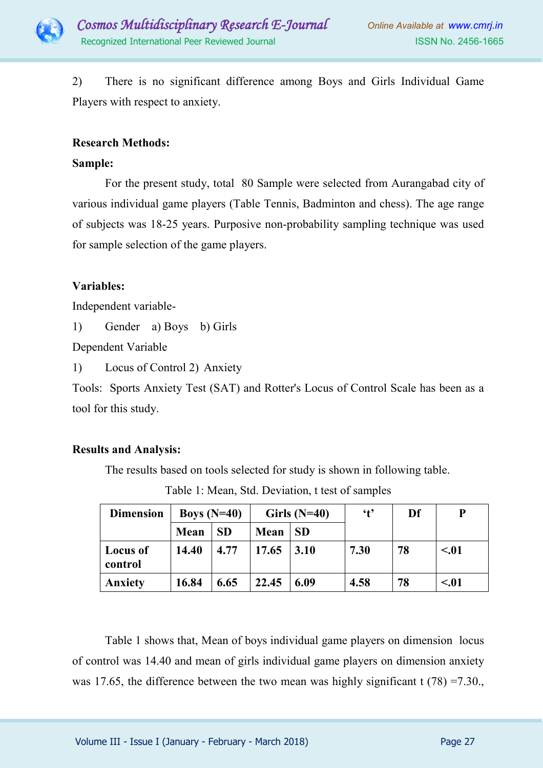2) There is no significant difference among Boys and Girls Individual Game Players with respect to anxiety.

**Research Methods:**

**Sample:**

For the present study, total 80 Sample were selected from Aurangabad city of various individual game players (Table Tennis, Badminton and chess). The age range of subjects was 18-25 years. Purposive non-probability sampling technique was used for sample selection of the game players.

**Variables:**

Independent variable-

1) Gender a) Boys b) Girls

Dependent Variable

1) Locus of Control 2) Anxiety

Tools: Sports Anxiety Test (SAT) and Rotter's Locus of Control Scale has been as a tool for this study.

**Results and Analysis:**

The results based on tools selected for study is shown in following table.

Table 1: Mean, Std. Deviation, t test of samples

| Dimension | Boys (N=40) | | Girls (N=40) | | 't' | Df | P |
|---|---|---|---|---|---|---|---|
| | Mean | SD | Mean | SD | | | |
| Locus of control | 14.40 | 4.77 | 17.65 | 3.10 | 7.30 | 78 | <.01 |
| Anxiety | 16.84 | 6.65 | 22.45 | 6.09 | 4.58 | 78 | <.01 |

Table 1 shows that, Mean of boys individual game players on dimension locus of control was 14.40 and mean of girls individual game players on dimension anxiety was 17.65, the difference between the two mean was highly significant t (78) =7.30.,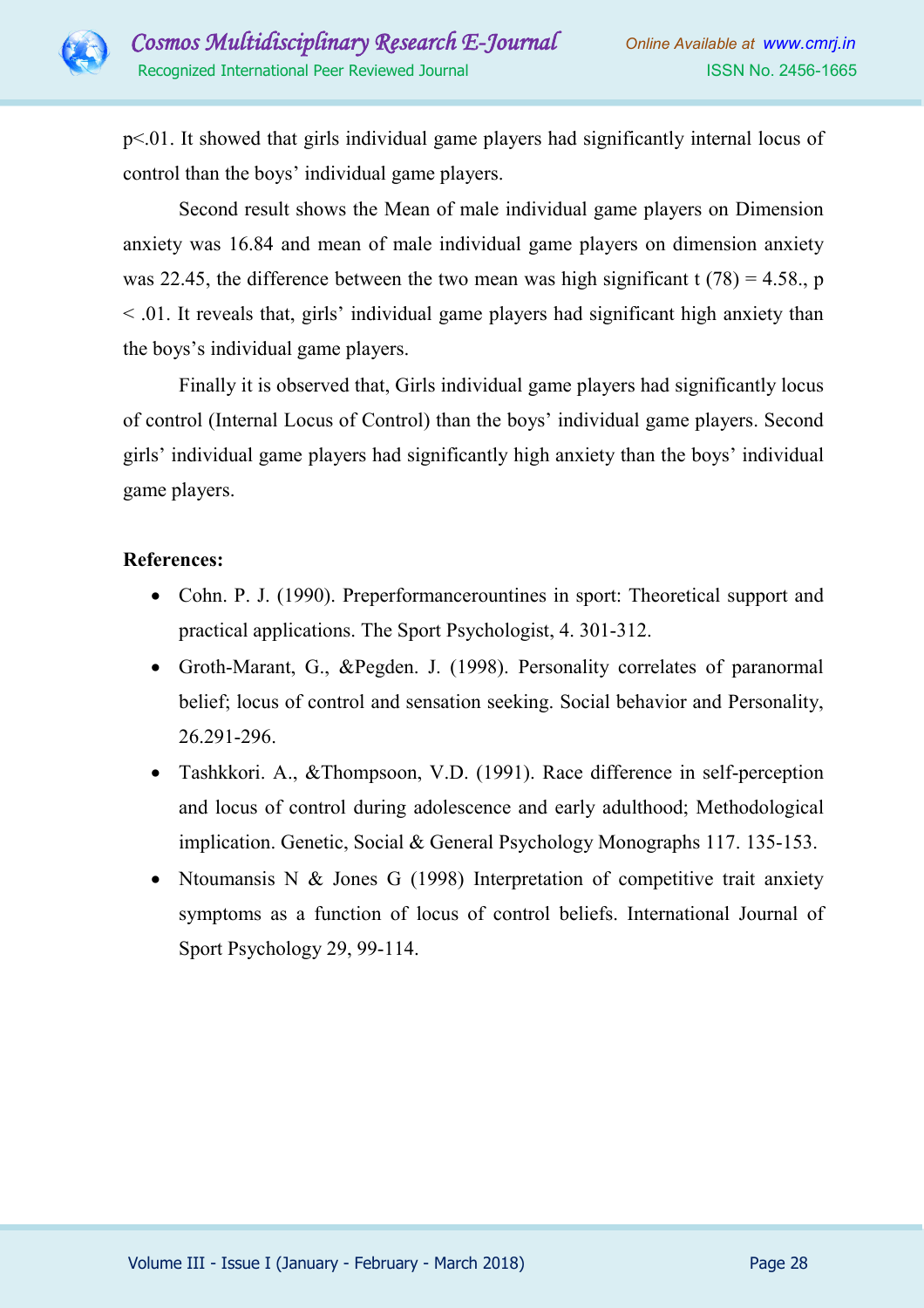$p<.01$. It showed that girls individual game players had significantly internal locus of control than the boys' individual game players.

Second result shows the Mean of male individual game players on Dimension anxiety was 16.84 and mean of male individual game players on dimension anxiety was 22.45, the difference between the two mean was high significant $t(78) = 4.58$., $p < .01$. It reveals that, girls' individual game players had significant high anxiety than the boys's individual game players.

Finally it is observed that, Girls individual game players had significantly locus of control (Internal Locus of Control) than the boys' individual game players. Second girls' individual game players had significantly high anxiety than the boys' individual game players.

**References:**

- Cohn. P. J. (1990). Preperformancerountines in sport: Theoretical support and practical applications. The Sport Psychologist, 4. 301-312.
- Groth-Marant, G., &Pegden. J. (1998). Personality correlates of paranormal belief; locus of control and sensation seeking. Social behavior and Personality, 26.291-296.
- Tashkkori. A., &Thompsoon, V.D. (1991). Race difference in self-perception and locus of control during adolescence and early adulthood; Methodological implication. Genetic, Social & General Psychology Monographs 117. 135-153.
- Ntoumansis N & Jones G (1998) Interpretation of competitive trait anxiety symptoms as a function of locus of control beliefs. International Journal of Sport Psychology 29, 99-114.